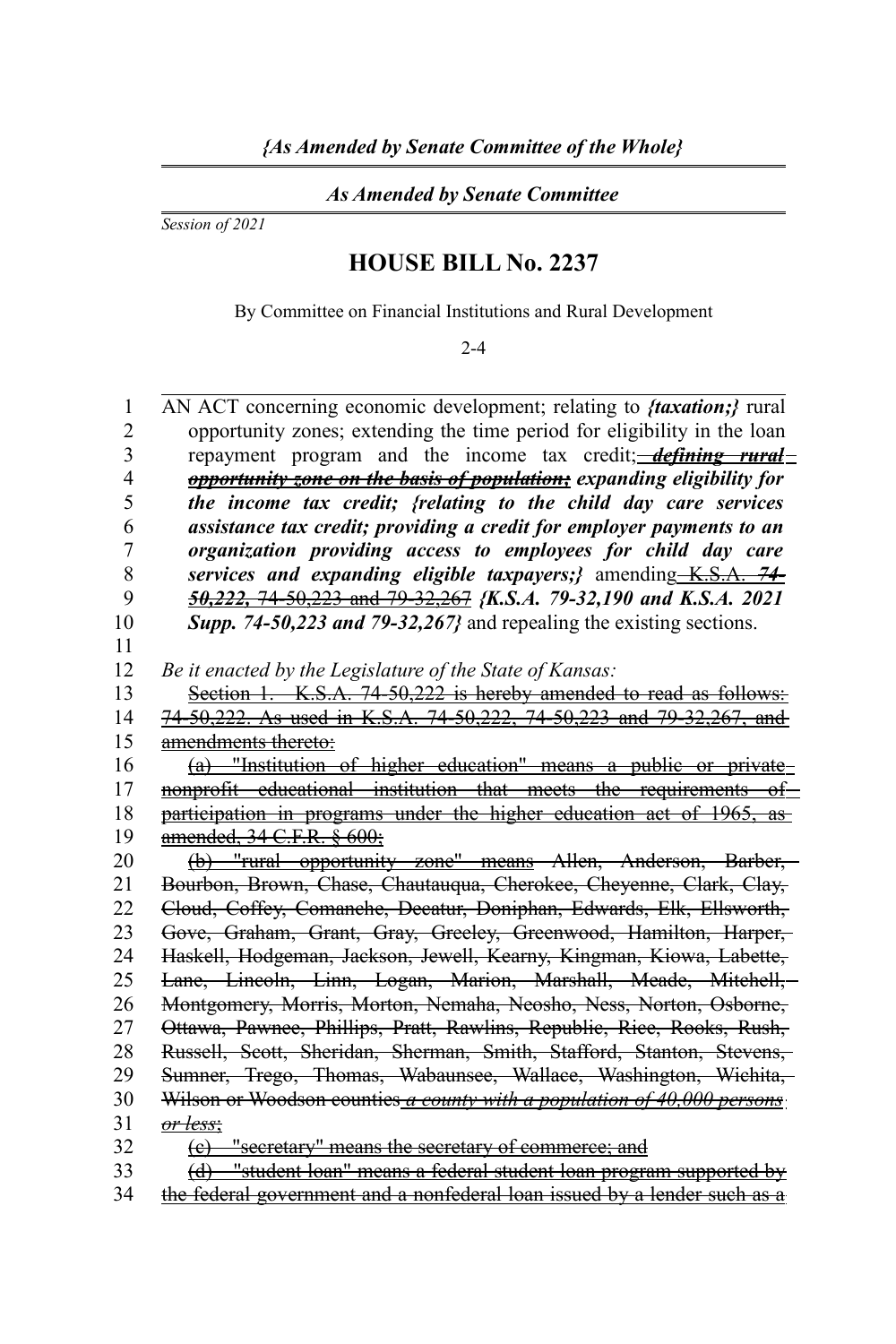*{As Amended by Senate Committee of the Whole}*

*As Amended by Senate Committee*

*Session of 2021*

# HOUSE BILL No. 2237

By Committee on Financial Institutions and Rural Development

2-4

AN ACT concerning economic development; relating to ***{taxation;}*** rural opportunity zones; extending the time period for eligibility in the loan repayment program and the income tax credit; ~~***defining rural opportunity zone on the basis of population;***~~ ***expanding eligibility for the income tax credit; {relating to the child day care services assistance tax credit; providing a credit for employer payments to an organization providing access to employees for child day care services and expanding eligible taxpayers;}*** amending ~~K.S.A.~~ ~~***74-50,222,***~~ ~~74-50,223 and 79-32,267~~ ***{K.S.A. 79-32,190 and K.S.A. 2021 Supp. 74-50,223 and 79-32,267}*** and repealing the existing sections.

*Be it enacted by the Legislature of the State of Kansas:*

~~Section 1. K.S.A. 74-50,222 is hereby amended to read as follows: 74-50,222. As used in K.S.A. 74-50,222, 74-50,223 and 79-32,267, and amendments thereto:~~

~~(a) "Institution of higher education" means a public or private nonprofit educational institution that meets the requirements of participation in programs under the higher education act of 1965, as amended, 34 C.F.R. § 600;~~

~~(b) "rural opportunity zone" means Allen, Anderson, Barber, Bourbon, Brown, Chase, Chautauqua, Cherokee, Cheyenne, Clark, Clay, Cloud, Coffey, Comanche, Decatur, Doniphan, Edwards, Elk, Ellsworth, Gove, Graham, Grant, Gray, Greeley, Greenwood, Hamilton, Harper, Haskell, Hodgeman, Jackson, Jewell, Kearny, Kingman, Kiowa, Labette, Lane, Lincoln, Linn, Logan, Marion, Marshall, Meade, Mitchell, Montgomery, Morris, Morton, Nemaha, Neosho, Ness, Norton, Osborne, Ottawa, Pawnee, Phillips, Pratt, Rawlins, Republic, Rice, Rooks, Rush, Russell, Scott, Sheridan, Sherman, Smith, Stafford, Stanton, Stevens, Sumner, Trego, Thomas, Wabaunsee, Wallace, Washington, Wichita, Wilson or Woodson counties~~ ~~*a county with a population of 40,000 persons or less*~~;

~~(c) "secretary" means the secretary of commerce; and~~

~~(d) "student loan" means a federal student loan program supported by the federal government and a nonfederal loan issued by a lender such as a~~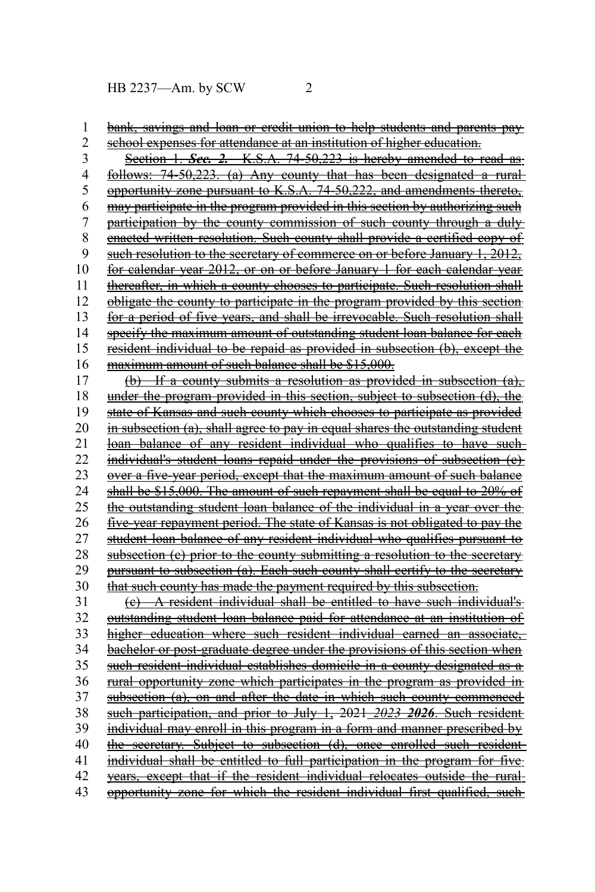~~bank, savings and loan or credit union to help students and parents pay school expenses for attendance at an institution of higher education.~~

~~Section 1.~~ ***Sec. 2.*** ~~K.S.A. 74-50,223 is hereby amended to read as follows: 74-50,223. (a) Any county that has been designated a rural opportunity zone pursuant to K.S.A. 74-50,222, and amendments thereto, may participate in the program provided in this section by authorizing such participation by the county commission of such county through a duly enacted written resolution. Such county shall provide a certified copy of such resolution to the secretary of commerce on or before January 1, 2012, for calendar year 2012, or on or before January 1 for each calendar year thereafter, in which a county chooses to participate. Such resolution shall obligate the county to participate in the program provided by this section for a period of five years, and shall be irrevocable. Such resolution shall specify the maximum amount of outstanding student loan balance for each resident individual to be repaid as provided in subsection (b), except the maximum amount of such balance shall be $15,000.~~

~~(b) If a county submits a resolution as provided in subsection (a), under the program provided in this section, subject to subsection (d), the state of Kansas and such county which chooses to participate as provided in subsection (a), shall agree to pay in equal shares the outstanding student loan balance of any resident individual who qualifies to have such individual's student loans repaid under the provisions of subsection (c) over a five-year period, except that the maximum amount of such balance shall be $15,000. The amount of such repayment shall be equal to 20% of the outstanding student loan balance of the individual in a year over the five-year repayment period. The state of Kansas is not obligated to pay the student loan balance of any resident individual who qualifies pursuant to subsection (c) prior to the county submitting a resolution to the secretary pursuant to subsection (a). Each such county shall certify to the secretary that such county has made the payment required by this subsection.~~

~~(c) A resident individual shall be entitled to have such individual's outstanding student loan balance paid for attendance at an institution of higher education where such resident individual earned an associate, bachelor or post-graduate degree under the provisions of this section when such resident individual establishes domicile in a county designated as a rural opportunity zone which participates in the program as provided in subsection (a), on and after the date in which such county commenced such participation, and prior to July 1, 2021~~ ~~*2023*~~ ***2026***~~. Such resident individual may enroll in this program in a form and manner prescribed by the secretary. Subject to subsection (d), once enrolled such resident individual shall be entitled to full participation in the program for five years, except that if the resident individual relocates outside the rural opportunity zone for which the resident individual first qualified, such~~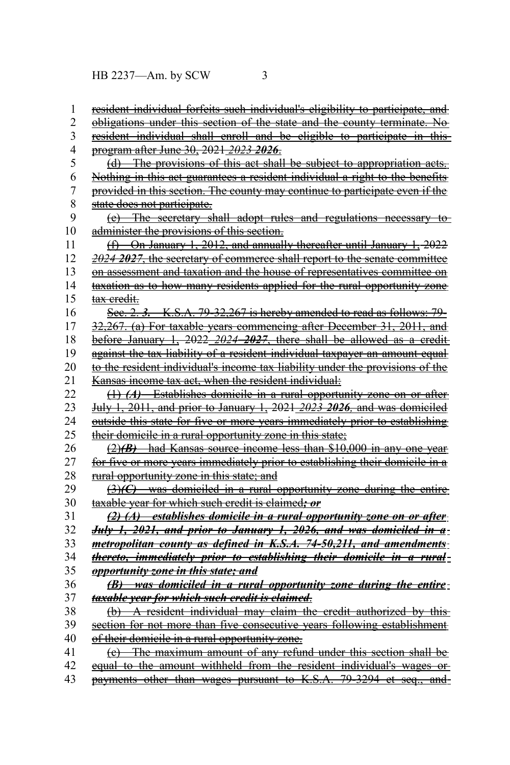~~resident individual forfeits such individual's eligibility to participate, and obligations under this section of the state and the county terminate. No resident individual shall enroll and be eligible to participate in this program after June 30, 2021~~ ~~*2023*~~ ~~***2026***~~.

~~(d) The provisions of this act shall be subject to appropriation acts. Nothing in this act guarantees a resident individual a right to the benefits provided in this section. The county may continue to participate even if the state does not participate.~~

~~(e) The secretary shall adopt rules and regulations necessary to administer the provisions of this section.~~

~~(f) On January 1, 2012, and annually thereafter until January 1, 2022~~ ~~*2024*~~ ~~***2027***~~~~, the secretary of commerce shall report to the senate committee on assessment and taxation and the house of representatives committee on taxation as to how many residents applied for the rural opportunity zone tax credit.~~

~~Sec. 2.~~ ~~***3.***~~ ~~K.S.A. 79-32,267 is hereby amended to read as follows: 79-32,267. (a) For taxable years commencing after December 31, 2011, and before January 1, 2022~~ ~~*2024*~~ ~~***2027***~~~~, there shall be allowed as a credit against the tax liability of a resident individual taxpayer an amount equal to the resident individual's income tax liability under the provisions of the Kansas income tax act, when the resident individual:~~

~~(1)~~ ~~*(A)*~~ ~~Establishes domicile in a rural opportunity zone on or after July 1, 2011, and prior to January 1, 2021~~ ~~*2023*~~ ~~***2026***~~~~, and was domiciled outside this state for five or more years immediately prior to establishing their domicile in a rural opportunity zone in this state;~~

~~(2)~~~~*(B)*~~ ~~had Kansas source income less than $10,000 in any one year for five or more years immediately prior to establishing their domicile in a rural opportunity zone in this state; and~~

~~(3)~~~~*(C)*~~ ~~was domiciled in a rural opportunity zone during the entire taxable year for which such credit is claimed~~~~*; or*~~

~~***(2) (A) establishes domicile in a rural opportunity zone on or after July 1, 2021, and prior to January 1, 2026, and was domiciled in a metropolitan county as defined in K.S.A. 74-50,211, and amendments thereto, immediately prior to establishing their domicile in a rural opportunity zone in this state; and***~~

~~***(B) was domiciled in a rural opportunity zone during the entire taxable year for which such credit is claimed***~~.

~~(b) A resident individual may claim the credit authorized by this section for not more than five consecutive years following establishment of their domicile in a rural opportunity zone.~~

~~(c) The maximum amount of any refund under this section shall be equal to the amount withheld from the resident individual's wages or payments other than wages pursuant to K.S.A. 79-3294 et seq., and~~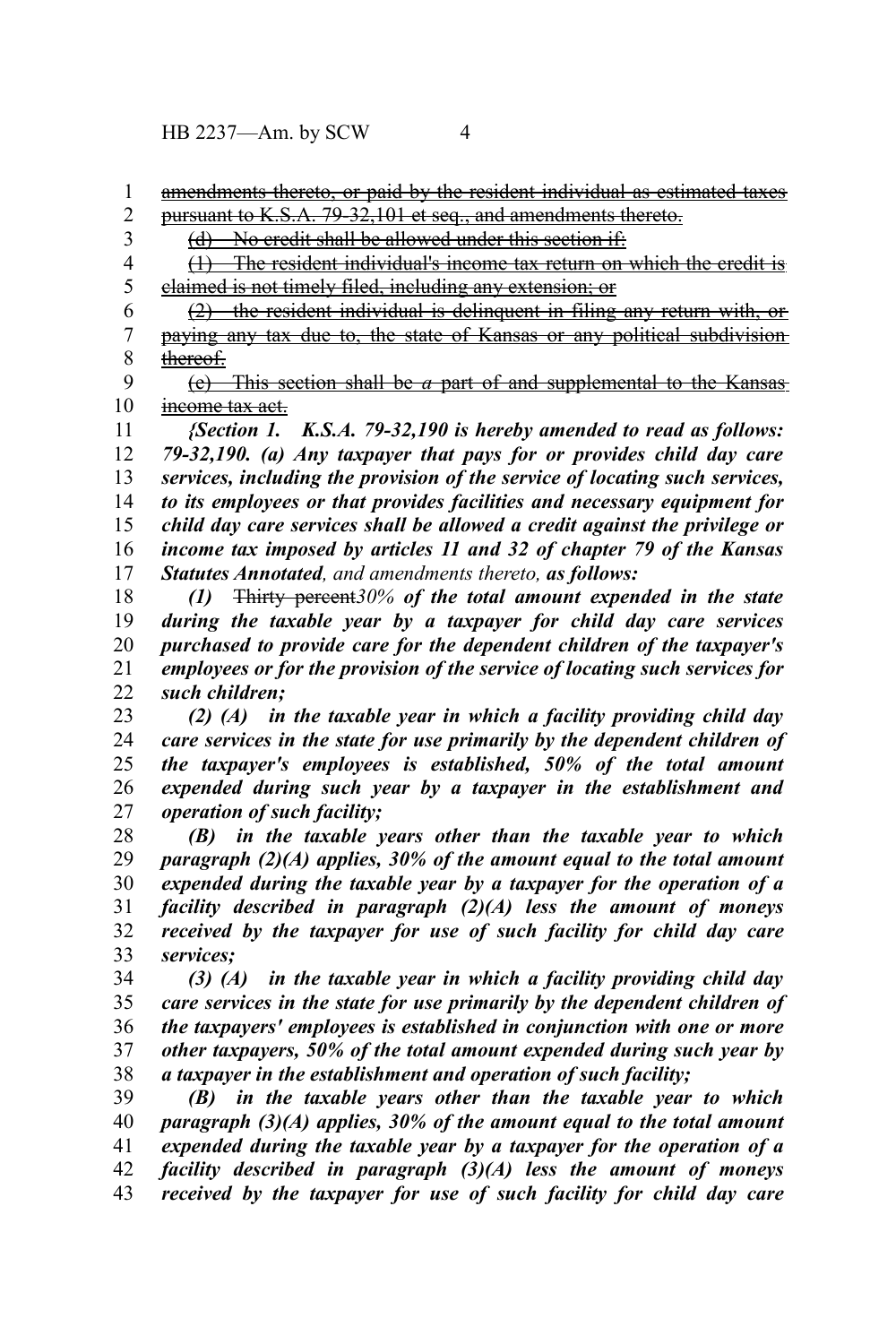~~amendments thereto, or paid by the resident individual as estimated taxes pursuant to K.S.A. 79-32,101 et seq., and amendments thereto.~~

~~(d) No credit shall be allowed under this section if:~~

~~(1) The resident individual's income tax return on which the credit is claimed is not timely filed, including any extension; or~~

~~(2) the resident individual is delinquent in filing any return with, or paying any tax due to, the state of Kansas or any political subdivision thereof.~~

~~(e) This section shall be~~ *a* ~~part of and supplemental to the Kansas income tax act.~~

***{Section 1. K.S.A. 79-32,190 is hereby amended to read as follows: 79-32,190. (a) Any taxpayer that pays for or provides child day care services, including the provision of the service of locating such services, to its employees or that provides facilities and necessary equipment for child day care services shall be allowed a credit against the privilege or income tax imposed by articles 11 and 32 of chapter 79 of the Kansas Statutes Annotated****, and amendments thereto,* ***as follows:***

***(1)*** ~~Thirty percent~~*30%* ***of the total amount expended in the state during the taxable year by a taxpayer for child day care services purchased to provide care for the dependent children of the taxpayer's employees or for the provision of the service of locating such services for such children;***

***(2) (A) in the taxable year in which a facility providing child day care services in the state for use primarily by the dependent children of the taxpayer's employees is established, 50% of the total amount expended during such year by a taxpayer in the establishment and operation of such facility;***

***(B) in the taxable years other than the taxable year to which paragraph (2)(A) applies, 30% of the amount equal to the total amount expended during the taxable year by a taxpayer for the operation of a facility described in paragraph (2)(A) less the amount of moneys received by the taxpayer for use of such facility for child day care services;***

***(3) (A) in the taxable year in which a facility providing child day care services in the state for use primarily by the dependent children of the taxpayers' employees is established in conjunction with one or more other taxpayers, 50% of the total amount expended during such year by a taxpayer in the establishment and operation of such facility;***

***(B) in the taxable years other than the taxable year to which paragraph (3)(A) applies, 30% of the amount equal to the total amount expended during the taxable year by a taxpayer for the operation of a facility described in paragraph (3)(A) less the amount of moneys received by the taxpayer for use of such facility for child day care***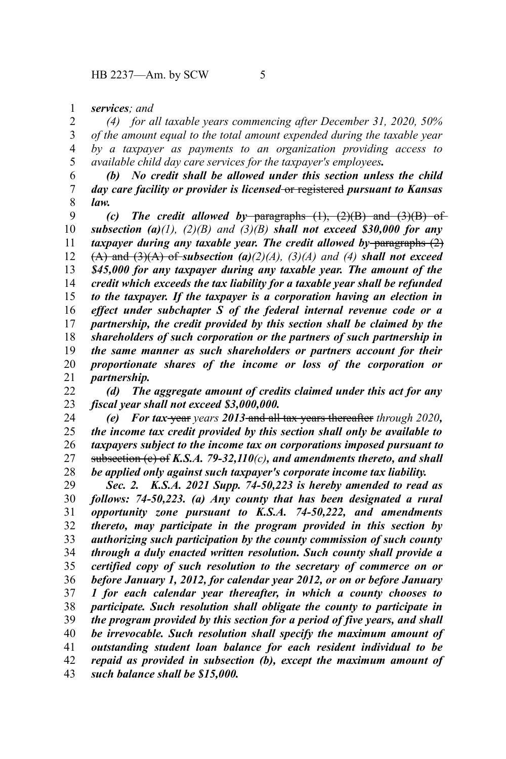***services**; and*

*(4) for all taxable years commencing after December 31, 2020, 50% of the amount equal to the total amount expended during the taxable year by a taxpayer as payments to an organization providing access to available child day care services for the taxpayer's employees.*

***(b) No credit shall be allowed under this section unless the child day care facility or provider is licensed*** ~~or registered~~ ***pursuant to Kansas law.***

***(c) The credit allowed by*** ~~paragraphs (1), (2)(B) and (3)(B) of~~ ***subsection (a)****(1), (2)(B) and (3)(B)* ***shall not exceed $30,000 for any taxpayer during any taxable year. The credit allowed by*** ~~paragraphs (2)(A) and (3)(A) of~~ ***subsection (a)****(2)(A), (3)(A) and (4)* ***shall not exceed $45,000 for any taxpayer during any taxable year. The amount of the credit which exceeds the tax liability for a taxable year shall be refunded to the taxpayer. If the taxpayer is a corporation having an election in effect under subchapter S of the federal internal revenue code or a partnership, the credit provided by this section shall be claimed by the shareholders of such corporation or the partners of such partnership in the same manner as such shareholders or partners account for their proportionate shares of the income or loss of the corporation or partnership.***

***(d) The aggregate amount of credits claimed under this act for any fiscal year shall not exceed $3,000,000.***

***(e) For tax*** ~~year~~ *years* ***2013*** ~~and all tax years thereafter~~ *through 2020****, the income tax credit provided by this section shall only be available to taxpayers subject to the income tax on corporations imposed pursuant to*** ~~subsection (c) of~~ ***K.S.A. 79-32,110****(c)****, and amendments thereto, and shall be applied only against such taxpayer's corporate income tax liability.***

***Sec. 2. K.S.A. 2021 Supp. 74-50,223 is hereby amended to read as follows: 74-50,223. (a) Any county that has been designated a rural opportunity zone pursuant to K.S.A. 74-50,222, and amendments thereto, may participate in the program provided in this section by authorizing such participation by the county commission of such county through a duly enacted written resolution. Such county shall provide a certified copy of such resolution to the secretary of commerce on or before January 1, 2012, for calendar year 2012, or on or before January 1 for each calendar year thereafter, in which a county chooses to participate. Such resolution shall obligate the county to participate in the program provided by this section for a period of five years, and shall be irrevocable. Such resolution shall specify the maximum amount of outstanding student loan balance for each resident individual to be repaid as provided in subsection (b), except the maximum amount of such balance shall be $15,000.***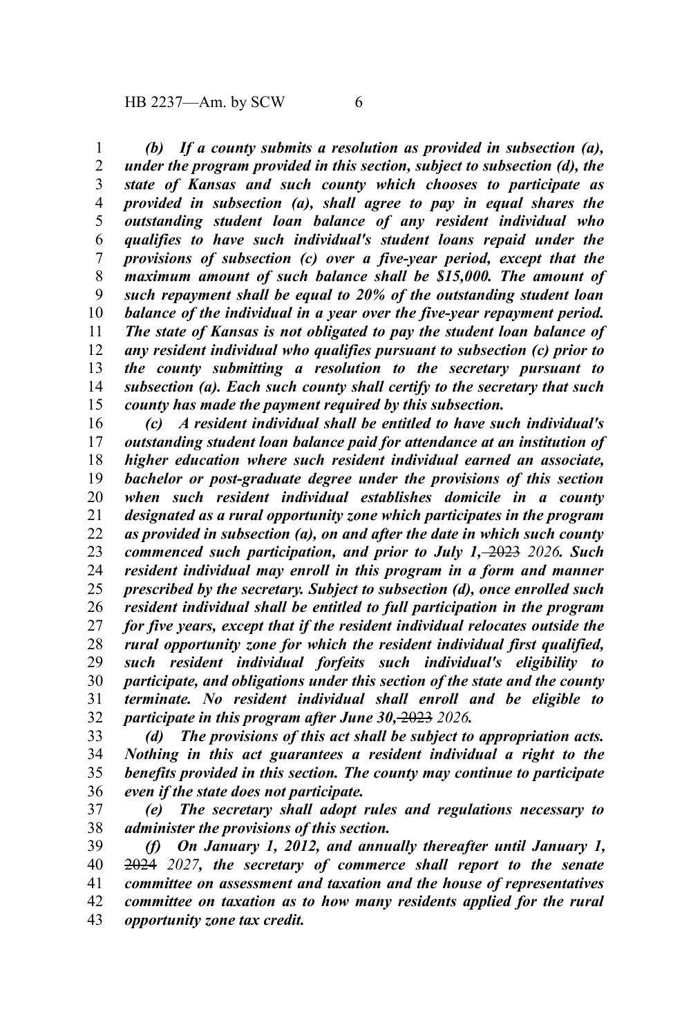*(b) If a county submits a resolution as provided in subsection (a), under the program provided in this section, subject to subsection (d), the state of Kansas and such county which chooses to participate as provided in subsection (a), shall agree to pay in equal shares the outstanding student loan balance of any resident individual who qualifies to have such individual's student loans repaid under the provisions of subsection (c) over a five-year period, except that the maximum amount of such balance shall be $15,000. The amount of such repayment shall be equal to 20% of the outstanding student loan balance of the individual in a year over the five-year repayment period. The state of Kansas is not obligated to pay the student loan balance of any resident individual who qualifies pursuant to subsection (c) prior to the county submitting a resolution to the secretary pursuant to subsection (a). Each such county shall certify to the secretary that such county has made the payment required by this subsection.*

*(c) A resident individual shall be entitled to have such individual's outstanding student loan balance paid for attendance at an institution of higher education where such resident individual earned an associate, bachelor or post-graduate degree under the provisions of this section when such resident individual establishes domicile in a county designated as a rural opportunity zone which participates in the program as provided in subsection (a), on and after the date in which such county commenced such participation, and prior to July 1,* ~~2023~~ *2026. Such resident individual may enroll in this program in a form and manner prescribed by the secretary. Subject to subsection (d), once enrolled such resident individual shall be entitled to full participation in the program for five years, except that if the resident individual relocates outside the rural opportunity zone for which the resident individual first qualified, such resident individual forfeits such individual's eligibility to participate, and obligations under this section of the state and the county terminate. No resident individual shall enroll and be eligible to participate in this program after June 30,* ~~2023~~ *2026.*

*(d) The provisions of this act shall be subject to appropriation acts. Nothing in this act guarantees a resident individual a right to the benefits provided in this section. The county may continue to participate even if the state does not participate.*

*(e) The secretary shall adopt rules and regulations necessary to administer the provisions of this section.*

*(f) On January 1, 2012, and annually thereafter until January 1,* ~~2024~~ *2027, the secretary of commerce shall report to the senate committee on assessment and taxation and the house of representatives committee on taxation as to how many residents applied for the rural opportunity zone tax credit.*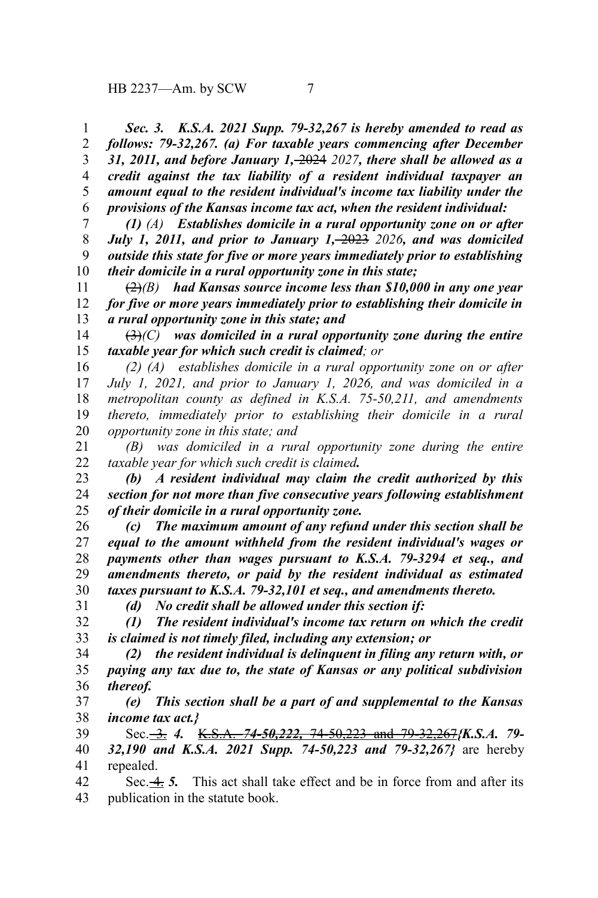*Sec. 3. K.S.A. 2021 Supp. 79-32,267 is hereby amended to read as follows: 79-32,267. (a) For taxable years commencing after December 31, 2011, and before January 1,* ~~2024~~ *2027, there shall be allowed as a credit against the tax liability of a resident individual taxpayer an amount equal to the resident individual's income tax liability under the provisions of the Kansas income tax act, when the resident individual:*

*(1) (A) Establishes domicile in a rural opportunity zone on or after July 1, 2011, and prior to January 1,* ~~2023~~ *2026, and was domiciled outside this state for five or more years immediately prior to establishing their domicile in a rural opportunity zone in this state;*

~~(2)~~*(B) had Kansas source income less than $10,000 in any one year for five or more years immediately prior to establishing their domicile in a rural opportunity zone in this state; and*

~~(3)~~*(C) was domiciled in a rural opportunity zone during the entire taxable year for which such credit is claimed; or*

*(2) (A) establishes domicile in a rural opportunity zone on or after July 1, 2021, and prior to January 1, 2026, and was domiciled in a metropolitan county as defined in K.S.A. 75-50,211, and amendments thereto, immediately prior to establishing their domicile in a rural opportunity zone in this state; and*

*(B) was domiciled in a rural opportunity zone during the entire taxable year for which such credit is claimed.*

*(b) A resident individual may claim the credit authorized by this section for not more than five consecutive years following establishment of their domicile in a rural opportunity zone.*

*(c) The maximum amount of any refund under this section shall be equal to the amount withheld from the resident individual's wages or payments other than wages pursuant to K.S.A. 79-3294 et seq., and amendments thereto, or paid by the resident individual as estimated taxes pursuant to K.S.A. 79-32,101 et seq., and amendments thereto.*

*(d) No credit shall be allowed under this section if:*

*(1) The resident individual's income tax return on which the credit is claimed is not timely filed, including any extension; or*

*(2) the resident individual is delinquent in filing any return with, or paying any tax due to, the state of Kansas or any political subdivision thereof.*

*(e) This section shall be a part of and supplemental to the Kansas income tax act.}*

Sec. ~~3.~~ *4.* ~~K.S.A. *74-50,222,* 74-50,223 and 79-32,267~~*{K.S.A. 79-32,190 and K.S.A. 2021 Supp. 74-50,223 and 79-32,267}* are hereby repealed.

Sec. ~~4.~~ *5.* This act shall take effect and be in force from and after its publication in the statute book.